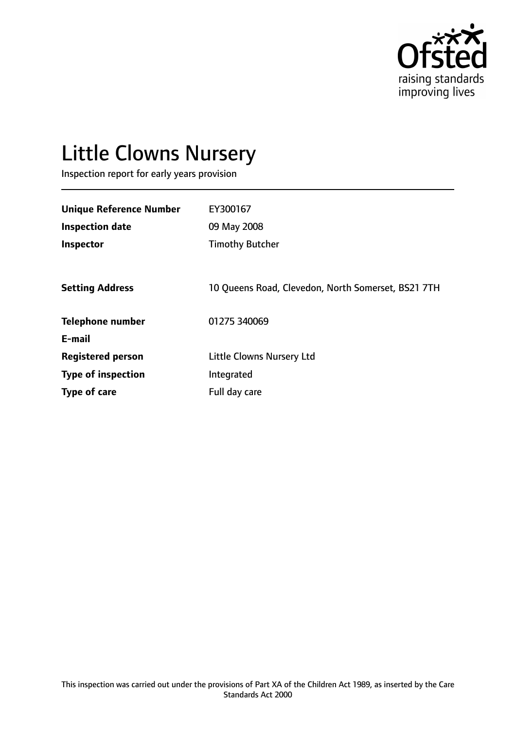# Little Clowns Nursery

Inspection report for early years provision

| | |
|---|---|
| **Unique Reference Number** | EY300167 |
| **Inspection date** | 09 May 2008 |
| **Inspector** | Timothy Butcher |
| | |
| **Setting Address** | 10 Queens Road, Clevedon, North Somerset, BS21 7TH |
| | |
| **Telephone number** | 01275 340069 |
| **E-mail** | |
| **Registered person** | Little Clowns Nursery Ltd |
| **Type of inspection** | Integrated |
| **Type of care** | Full day care |

This inspection was carried out under the provisions of Part XA of the Children Act 1989, as inserted by the Care Standards Act 2000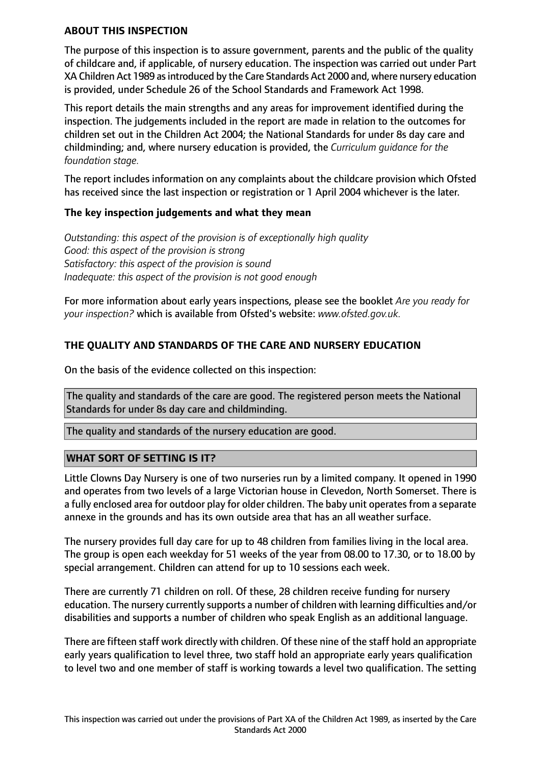## ABOUT THIS INSPECTION

The purpose of this inspection is to assure government, parents and the public of the quality of childcare and, if applicable, of nursery education. The inspection was carried out under Part XA Children Act 1989 as introduced by the Care Standards Act 2000 and, where nursery education is provided, under Schedule 26 of the School Standards and Framework Act 1998.

This report details the main strengths and any areas for improvement identified during the inspection. The judgements included in the report are made in relation to the outcomes for children set out in the Children Act 2004; the National Standards for under 8s day care and childminding; and, where nursery education is provided, the *Curriculum guidance for the foundation stage.*

The report includes information on any complaints about the childcare provision which Ofsted has received since the last inspection or registration or 1 April 2004 whichever is the later.

### The key inspection judgements and what they mean

*Outstanding: this aspect of the provision is of exceptionally high quality*
*Good: this aspect of the provision is strong*
*Satisfactory: this aspect of the provision is sound*
*Inadequate: this aspect of the provision is not good enough*

For more information about early years inspections, please see the booklet *Are you ready for your inspection?* which is available from Ofsted's website: *www.ofsted.gov.uk.*

## THE QUALITY AND STANDARDS OF THE CARE AND NURSERY EDUCATION

On the basis of the evidence collected on this inspection:

The quality and standards of the care are good. The registered person meets the National Standards for under 8s day care and childminding.

The quality and standards of the nursery education are good.

## WHAT SORT OF SETTING IS IT?

Little Clowns Day Nursery is one of two nurseries run by a limited company. It opened in 1990 and operates from two levels of a large Victorian house in Clevedon, North Somerset. There is a fully enclosed area for outdoor play for older children. The baby unit operates from a separate annexe in the grounds and has its own outside area that has an all weather surface.

The nursery provides full day care for up to 48 children from families living in the local area. The group is open each weekday for 51 weeks of the year from 08.00 to 17.30, or to 18.00 by special arrangement. Children can attend for up to 10 sessions each week.

There are currently 71 children on roll. Of these, 28 children receive funding for nursery education. The nursery currently supports a number of children with learning difficulties and/or disabilities and supports a number of children who speak English as an additional language.

There are fifteen staff work directly with children. Of these nine of the staff hold an appropriate early years qualification to level three, two staff hold an appropriate early years qualification to level two and one member of staff is working towards a level two qualification. The setting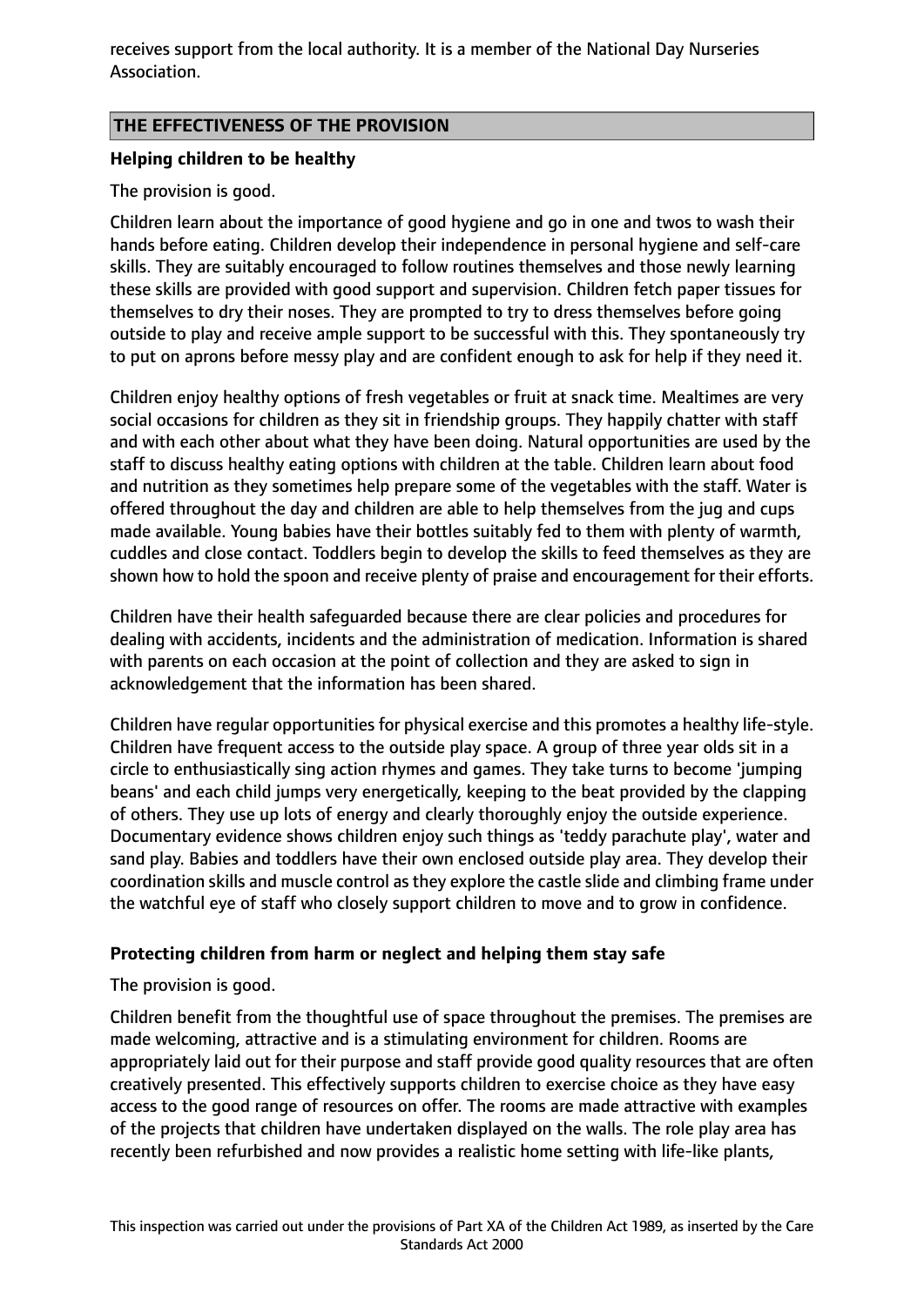receives support from the local authority. It is a member of the National Day Nurseries Association.

## THE EFFECTIVENESS OF THE PROVISION

### Helping children to be healthy

The provision is good.

Children learn about the importance of good hygiene and go in one and twos to wash their hands before eating. Children develop their independence in personal hygiene and self-care skills. They are suitably encouraged to follow routines themselves and those newly learning these skills are provided with good support and supervision. Children fetch paper tissues for themselves to dry their noses. They are prompted to try to dress themselves before going outside to play and receive ample support to be successful with this. They spontaneously try to put on aprons before messy play and are confident enough to ask for help if they need it.

Children enjoy healthy options of fresh vegetables or fruit at snack time. Mealtimes are very social occasions for children as they sit in friendship groups. They happily chatter with staff and with each other about what they have been doing. Natural opportunities are used by the staff to discuss healthy eating options with children at the table. Children learn about food and nutrition as they sometimes help prepare some of the vegetables with the staff. Water is offered throughout the day and children are able to help themselves from the jug and cups made available. Young babies have their bottles suitably fed to them with plenty of warmth, cuddles and close contact. Toddlers begin to develop the skills to feed themselves as they are shown how to hold the spoon and receive plenty of praise and encouragement for their efforts.

Children have their health safeguarded because there are clear policies and procedures for dealing with accidents, incidents and the administration of medication. Information is shared with parents on each occasion at the point of collection and they are asked to sign in acknowledgement that the information has been shared.

Children have regular opportunities for physical exercise and this promotes a healthy life-style. Children have frequent access to the outside play space. A group of three year olds sit in a circle to enthusiastically sing action rhymes and games. They take turns to become 'jumping beans' and each child jumps very energetically, keeping to the beat provided by the clapping of others. They use up lots of energy and clearly thoroughly enjoy the outside experience. Documentary evidence shows children enjoy such things as 'teddy parachute play', water and sand play. Babies and toddlers have their own enclosed outside play area. They develop their coordination skills and muscle control as they explore the castle slide and climbing frame under the watchful eye of staff who closely support children to move and to grow in confidence.

### Protecting children from harm or neglect and helping them stay safe

The provision is good.

Children benefit from the thoughtful use of space throughout the premises. The premises are made welcoming, attractive and is a stimulating environment for children. Rooms are appropriately laid out for their purpose and staff provide good quality resources that are often creatively presented. This effectively supports children to exercise choice as they have easy access to the good range of resources on offer. The rooms are made attractive with examples of the projects that children have undertaken displayed on the walls. The role play area has recently been refurbished and now provides a realistic home setting with life-like plants,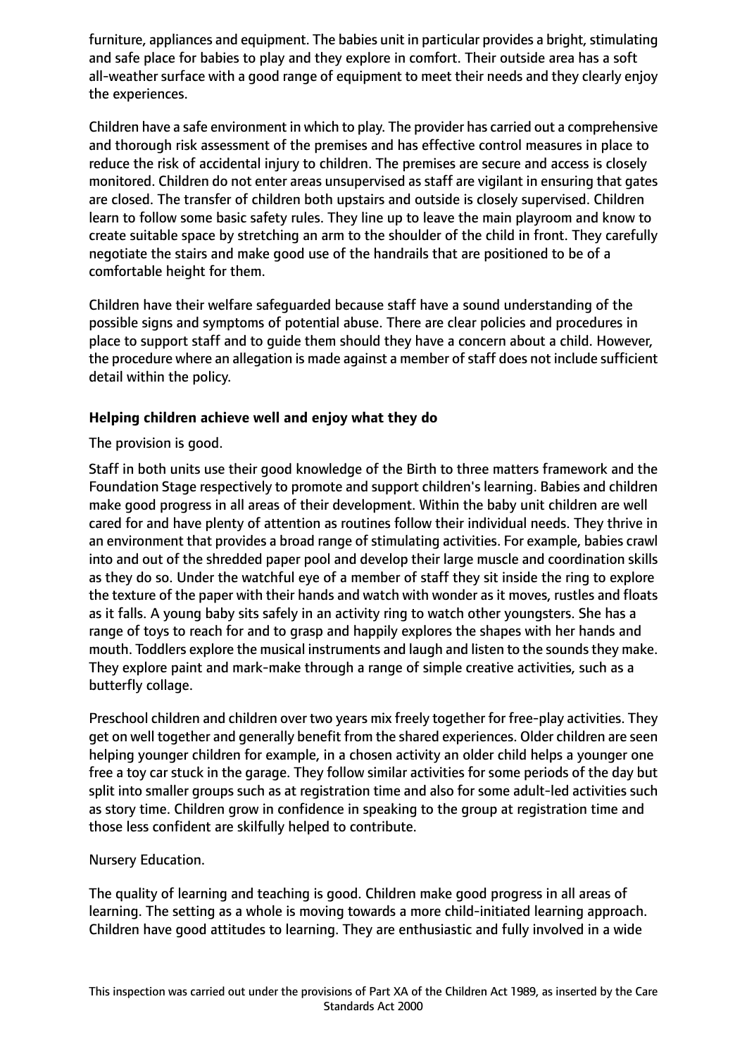furniture, appliances and equipment. The babies unit in particular provides a bright, stimulating and safe place for babies to play and they explore in comfort. Their outside area has a soft all-weather surface with a good range of equipment to meet their needs and they clearly enjoy the experiences.

Children have a safe environment in which to play. The provider has carried out a comprehensive and thorough risk assessment of the premises and has effective control measures in place to reduce the risk of accidental injury to children. The premises are secure and access is closely monitored. Children do not enter areas unsupervised as staff are vigilant in ensuring that gates are closed. The transfer of children both upstairs and outside is closely supervised. Children learn to follow some basic safety rules. They line up to leave the main playroom and know to create suitable space by stretching an arm to the shoulder of the child in front. They carefully negotiate the stairs and make good use of the handrails that are positioned to be of a comfortable height for them.

Children have their welfare safeguarded because staff have a sound understanding of the possible signs and symptoms of potential abuse. There are clear policies and procedures in place to support staff and to guide them should they have a concern about a child. However, the procedure where an allegation is made against a member of staff does not include sufficient detail within the policy.

**Helping children achieve well and enjoy what they do**

The provision is good.

Staff in both units use their good knowledge of the Birth to three matters framework and the Foundation Stage respectively to promote and support children's learning. Babies and children make good progress in all areas of their development. Within the baby unit children are well cared for and have plenty of attention as routines follow their individual needs. They thrive in an environment that provides a broad range of stimulating activities. For example, babies crawl into and out of the shredded paper pool and develop their large muscle and coordination skills as they do so. Under the watchful eye of a member of staff they sit inside the ring to explore the texture of the paper with their hands and watch with wonder as it moves, rustles and floats as it falls. A young baby sits safely in an activity ring to watch other youngsters. She has a range of toys to reach for and to grasp and happily explores the shapes with her hands and mouth. Toddlers explore the musical instruments and laugh and listen to the sounds they make. They explore paint and mark-make through a range of simple creative activities, such as a butterfly collage.

Preschool children and children over two years mix freely together for free-play activities. They get on well together and generally benefit from the shared experiences. Older children are seen helping younger children for example, in a chosen activity an older child helps a younger one free a toy car stuck in the garage. They follow similar activities for some periods of the day but split into smaller groups such as at registration time and also for some adult-led activities such as story time. Children grow in confidence in speaking to the group at registration time and those less confident are skilfully helped to contribute.

Nursery Education.

The quality of learning and teaching is good. Children make good progress in all areas of learning. The setting as a whole is moving towards a more child-initiated learning approach. Children have good attitudes to learning. They are enthusiastic and fully involved in a wide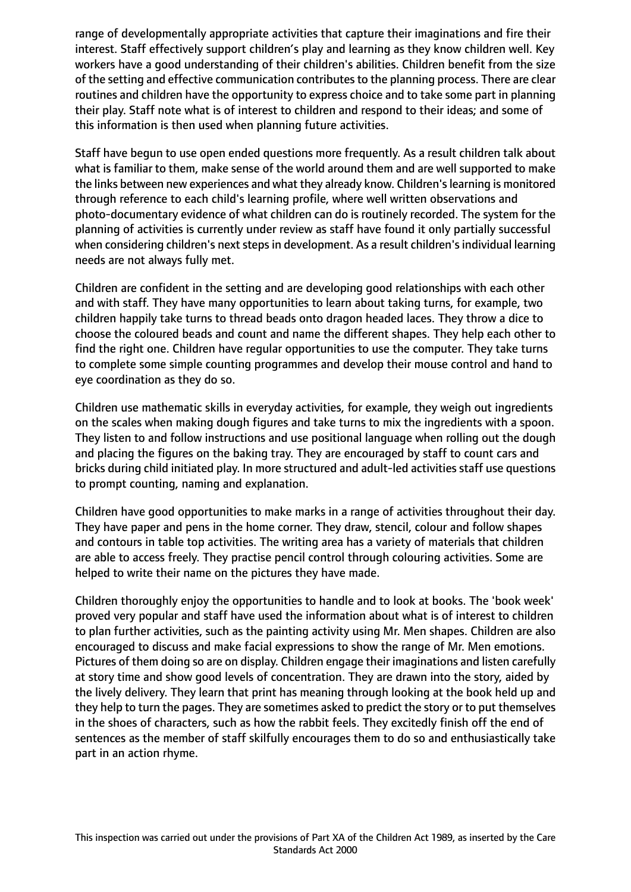range of developmentally appropriate activities that capture their imaginations and fire their interest. Staff effectively support children's play and learning as they know children well. Key workers have a good understanding of their children's abilities. Children benefit from the size of the setting and effective communication contributes to the planning process. There are clear routines and children have the opportunity to express choice and to take some part in planning their play. Staff note what is of interest to children and respond to their ideas; and some of this information is then used when planning future activities.

Staff have begun to use open ended questions more frequently. As a result children talk about what is familiar to them, make sense of the world around them and are well supported to make the links between new experiences and what they already know. Children's learning is monitored through reference to each child's learning profile, where well written observations and photo-documentary evidence of what children can do is routinely recorded. The system for the planning of activities is currently under review as staff have found it only partially successful when considering children's next steps in development. As a result children's individual learning needs are not always fully met.

Children are confident in the setting and are developing good relationships with each other and with staff. They have many opportunities to learn about taking turns, for example, two children happily take turns to thread beads onto dragon headed laces. They throw a dice to choose the coloured beads and count and name the different shapes. They help each other to find the right one. Children have regular opportunities to use the computer. They take turns to complete some simple counting programmes and develop their mouse control and hand to eye coordination as they do so.

Children use mathematic skills in everyday activities, for example, they weigh out ingredients on the scales when making dough figures and take turns to mix the ingredients with a spoon. They listen to and follow instructions and use positional language when rolling out the dough and placing the figures on the baking tray. They are encouraged by staff to count cars and bricks during child initiated play. In more structured and adult-led activities staff use questions to prompt counting, naming and explanation.

Children have good opportunities to make marks in a range of activities throughout their day. They have paper and pens in the home corner. They draw, stencil, colour and follow shapes and contours in table top activities. The writing area has a variety of materials that children are able to access freely. They practise pencil control through colouring activities. Some are helped to write their name on the pictures they have made.

Children thoroughly enjoy the opportunities to handle and to look at books. The 'book week' proved very popular and staff have used the information about what is of interest to children to plan further activities, such as the painting activity using Mr. Men shapes. Children are also encouraged to discuss and make facial expressions to show the range of Mr. Men emotions. Pictures of them doing so are on display. Children engage their imaginations and listen carefully at story time and show good levels of concentration. They are drawn into the story, aided by the lively delivery. They learn that print has meaning through looking at the book held up and they help to turn the pages. They are sometimes asked to predict the story or to put themselves in the shoes of characters, such as how the rabbit feels. They excitedly finish off the end of sentences as the member of staff skilfully encourages them to do so and enthusiastically take part in an action rhyme.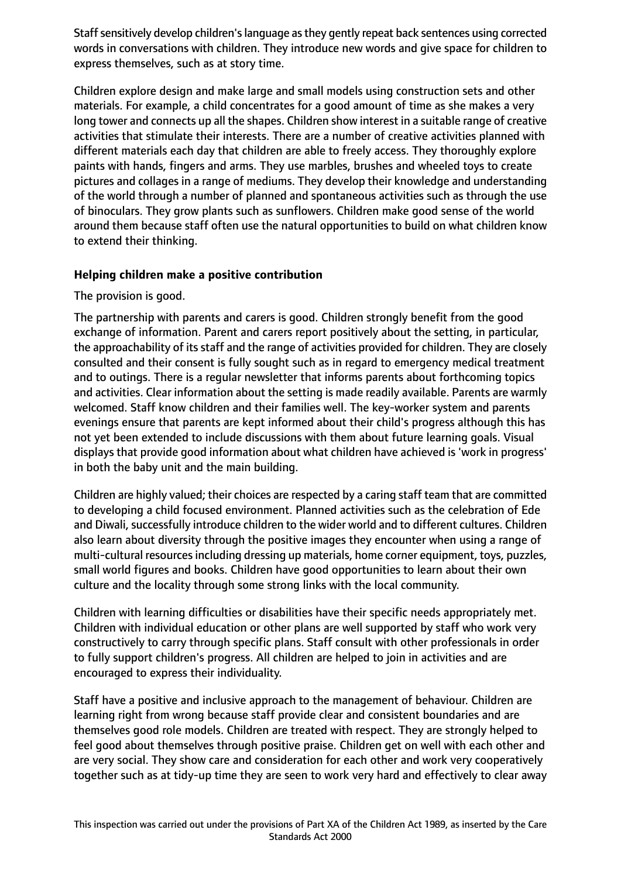Staff sensitively develop children's language as they gently repeat back sentences using corrected words in conversations with children. They introduce new words and give space for children to express themselves, such as at story time.

Children explore design and make large and small models using construction sets and other materials. For example, a child concentrates for a good amount of time as she makes a very long tower and connects up all the shapes. Children show interest in a suitable range of creative activities that stimulate their interests. There are a number of creative activities planned with different materials each day that children are able to freely access. They thoroughly explore paints with hands, fingers and arms. They use marbles, brushes and wheeled toys to create pictures and collages in a range of mediums. They develop their knowledge and understanding of the world through a number of planned and spontaneous activities such as through the use of binoculars. They grow plants such as sunflowers. Children make good sense of the world around them because staff often use the natural opportunities to build on what children know to extend their thinking.

**Helping children make a positive contribution**

The provision is good.

The partnership with parents and carers is good. Children strongly benefit from the good exchange of information. Parent and carers report positively about the setting, in particular, the approachability of its staff and the range of activities provided for children. They are closely consulted and their consent is fully sought such as in regard to emergency medical treatment and to outings. There is a regular newsletter that informs parents about forthcoming topics and activities. Clear information about the setting is made readily available. Parents are warmly welcomed. Staff know children and their families well. The key-worker system and parents evenings ensure that parents are kept informed about their child's progress although this has not yet been extended to include discussions with them about future learning goals. Visual displays that provide good information about what children have achieved is 'work in progress' in both the baby unit and the main building.

Children are highly valued; their choices are respected by a caring staff team that are committed to developing a child focused environment. Planned activities such as the celebration of Ede and Diwali, successfully introduce children to the wider world and to different cultures. Children also learn about diversity through the positive images they encounter when using a range of multi-cultural resources including dressing up materials, home corner equipment, toys, puzzles, small world figures and books. Children have good opportunities to learn about their own culture and the locality through some strong links with the local community.

Children with learning difficulties or disabilities have their specific needs appropriately met. Children with individual education or other plans are well supported by staff who work very constructively to carry through specific plans. Staff consult with other professionals in order to fully support children's progress. All children are helped to join in activities and are encouraged to express their individuality.

Staff have a positive and inclusive approach to the management of behaviour. Children are learning right from wrong because staff provide clear and consistent boundaries and are themselves good role models. Children are treated with respect. They are strongly helped to feel good about themselves through positive praise. Children get on well with each other and are very social. They show care and consideration for each other and work very cooperatively together such as at tidy-up time they are seen to work very hard and effectively to clear away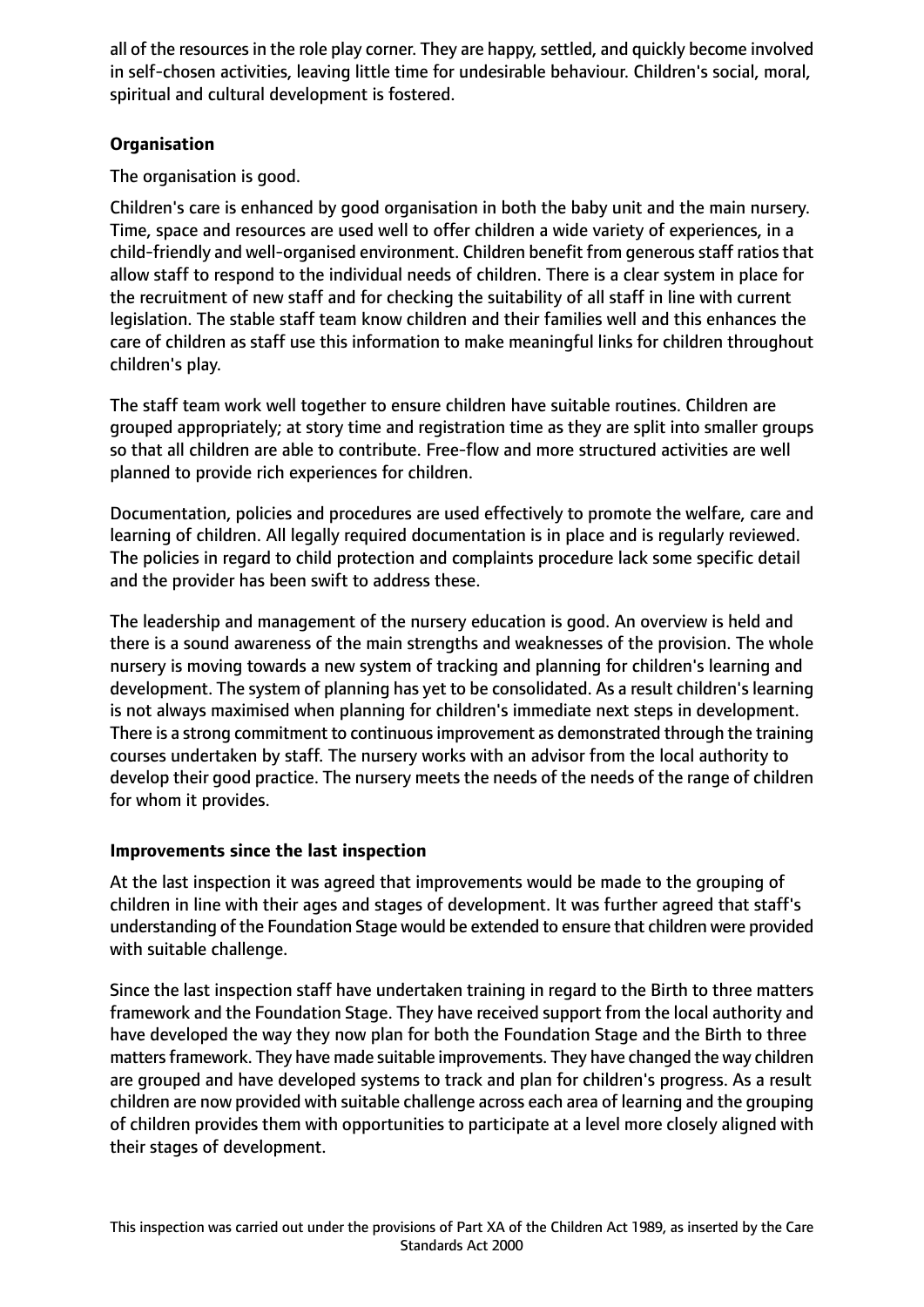all of the resources in the role play corner. They are happy, settled, and quickly become involved in self-chosen activities, leaving little time for undesirable behaviour. Children's social, moral, spiritual and cultural development is fostered.

**Organisation**

The organisation is good.

Children's care is enhanced by good organisation in both the baby unit and the main nursery. Time, space and resources are used well to offer children a wide variety of experiences, in a child-friendly and well-organised environment. Children benefit from generous staff ratios that allow staff to respond to the individual needs of children. There is a clear system in place for the recruitment of new staff and for checking the suitability of all staff in line with current legislation. The stable staff team know children and their families well and this enhances the care of children as staff use this information to make meaningful links for children throughout children's play.

The staff team work well together to ensure children have suitable routines. Children are grouped appropriately; at story time and registration time as they are split into smaller groups so that all children are able to contribute. Free-flow and more structured activities are well planned to provide rich experiences for children.

Documentation, policies and procedures are used effectively to promote the welfare, care and learning of children. All legally required documentation is in place and is regularly reviewed. The policies in regard to child protection and complaints procedure lack some specific detail and the provider has been swift to address these.

The leadership and management of the nursery education is good. An overview is held and there is a sound awareness of the main strengths and weaknesses of the provision. The whole nursery is moving towards a new system of tracking and planning for children's learning and development. The system of planning has yet to be consolidated. As a result children's learning is not always maximised when planning for children's immediate next steps in development. There is a strong commitment to continuous improvement as demonstrated through the training courses undertaken by staff. The nursery works with an advisor from the local authority to develop their good practice. The nursery meets the needs of the needs of the range of children for whom it provides.

**Improvements since the last inspection**

At the last inspection it was agreed that improvements would be made to the grouping of children in line with their ages and stages of development. It was further agreed that staff's understanding of the Foundation Stage would be extended to ensure that children were provided with suitable challenge.

Since the last inspection staff have undertaken training in regard to the Birth to three matters framework and the Foundation Stage. They have received support from the local authority and have developed the way they now plan for both the Foundation Stage and the Birth to three matters framework. They have made suitable improvements. They have changed the way children are grouped and have developed systems to track and plan for children's progress. As a result children are now provided with suitable challenge across each area of learning and the grouping of children provides them with opportunities to participate at a level more closely aligned with their stages of development.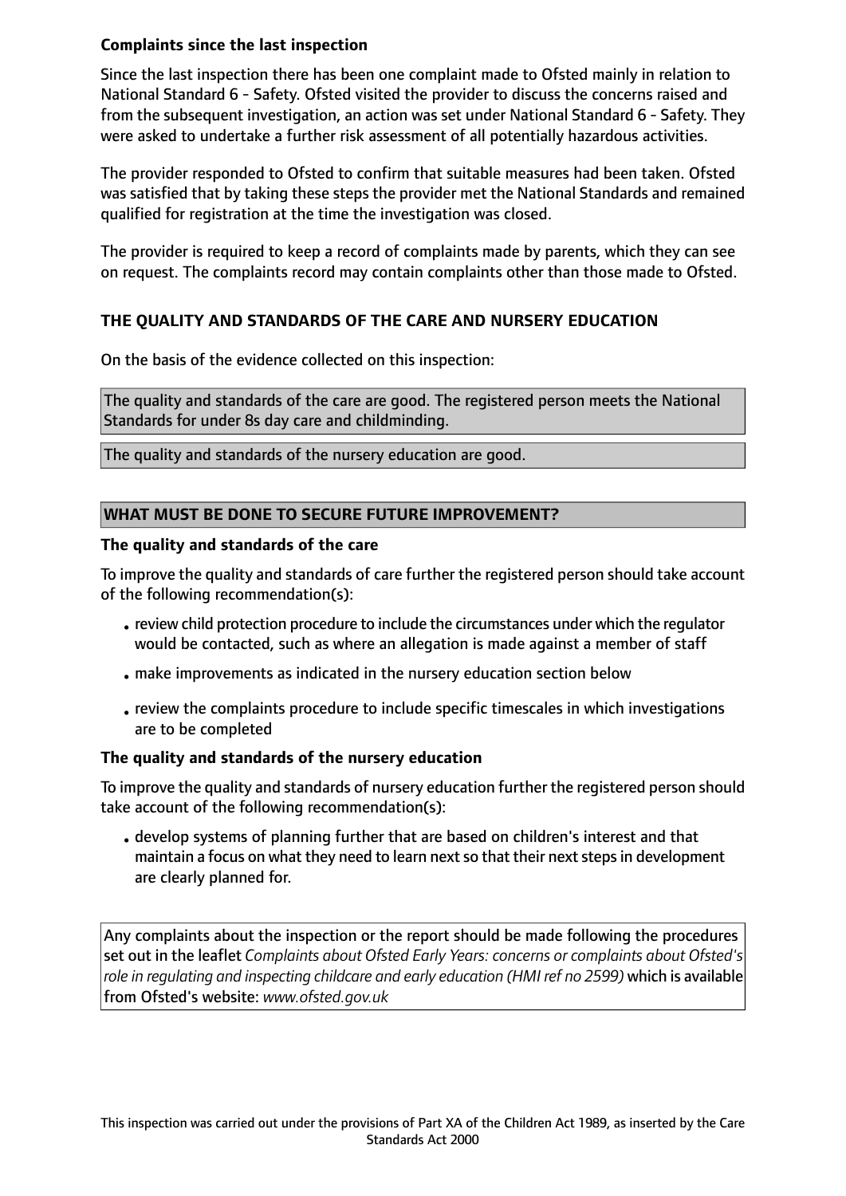**Complaints since the last inspection**

Since the last inspection there has been one complaint made to Ofsted mainly in relation to National Standard 6 - Safety. Ofsted visited the provider to discuss the concerns raised and from the subsequent investigation, an action was set under National Standard 6 - Safety. They were asked to undertake a further risk assessment of all potentially hazardous activities.

The provider responded to Ofsted to confirm that suitable measures had been taken. Ofsted was satisfied that by taking these steps the provider met the National Standards and remained qualified for registration at the time the investigation was closed.

The provider is required to keep a record of complaints made by parents, which they can see on request. The complaints record may contain complaints other than those made to Ofsted.

## THE QUALITY AND STANDARDS OF THE CARE AND NURSERY EDUCATION

On the basis of the evidence collected on this inspection:

The quality and standards of the care are good. The registered person meets the National Standards for under 8s day care and childminding.

The quality and standards of the nursery education are good.

## WHAT MUST BE DONE TO SECURE FUTURE IMPROVEMENT?

**The quality and standards of the care**

To improve the quality and standards of care further the registered person should take account of the following recommendation(s):

- review child protection procedure to include the circumstances under which the regulator would be contacted, such as where an allegation is made against a member of staff
- make improvements as indicated in the nursery education section below
- review the complaints procedure to include specific timescales in which investigations are to be completed

**The quality and standards of the nursery education**

To improve the quality and standards of nursery education further the registered person should take account of the following recommendation(s):

- develop systems of planning further that are based on children's interest and that maintain a focus on what they need to learn next so that their next steps in development are clearly planned for.

Any complaints about the inspection or the report should be made following the procedures set out in the leaflet *Complaints about Ofsted Early Years: concerns or complaints about Ofsted's role in regulating and inspecting childcare and early education (HMI ref no 2599)* which is available from Ofsted's website: *www.ofsted.gov.uk*

This inspection was carried out under the provisions of Part XA of the Children Act 1989, as inserted by the Care Standards Act 2000